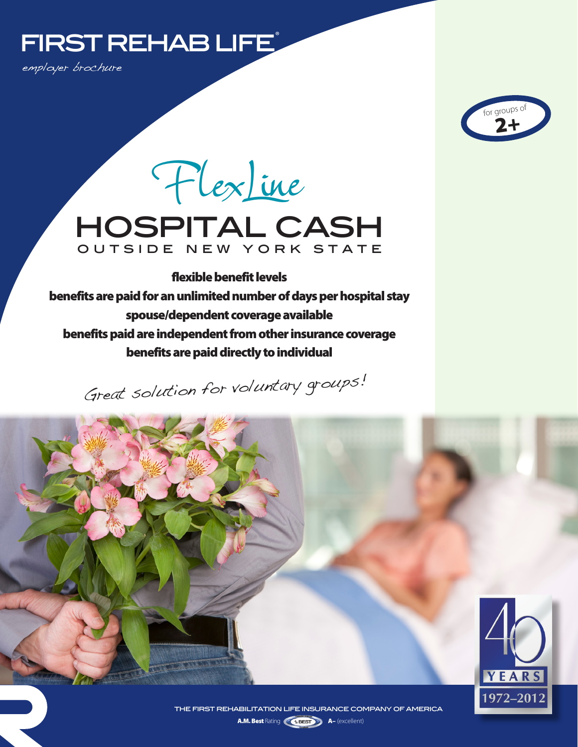# FIRST REHAB LIFE®

*employer brochure*

for groups of **2+**

# FlexLine

# HOSPITAL CASH

## OUTSIDE NEW YORK STATE

**flexible benefit levels**

**benefits are paid for an unlimited number of days per hospital stay**

**spouse/dependent coverage available**

**benefits paid are independent from other insurance coverage**

**benefits are paid directly to individual**

*Great solution for voluntary groups!*

40 YEARS 1972–2012

THE FIRST REHABILITATION LIFE INSURANCE COMPANY OF AMERICA

**A.M. Best** Rating **A–** (excellent)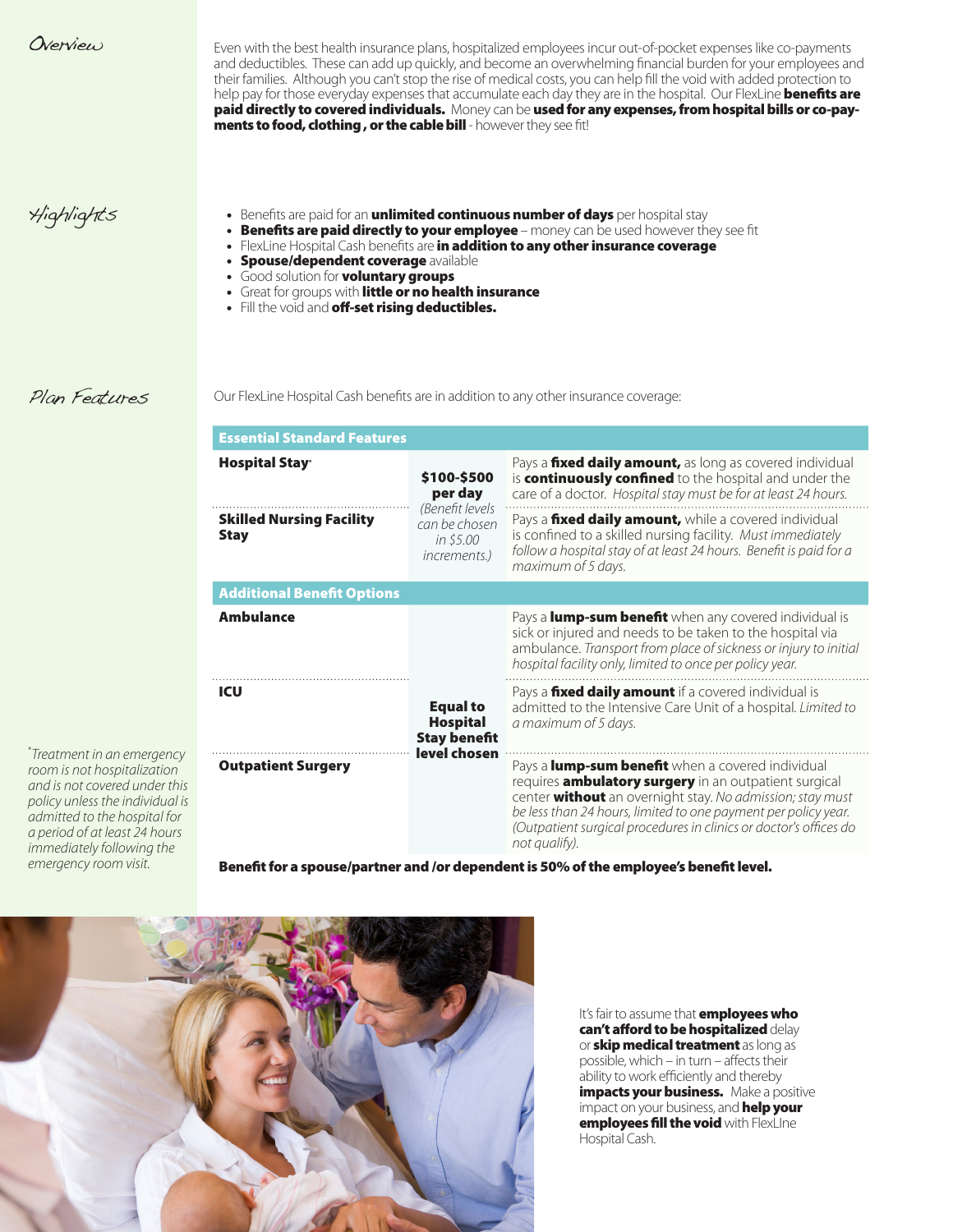## Overview

Even with the best health insurance plans, hospitalized employees incur out-of-pocket expenses like co-payments and deductibles. These can add up quickly, and become an overwhelming financial burden for your employees and their families. Although you can't stop the rise of medical costs, you can help fill the void with added protection to help pay for those everyday expenses that accumulate each day they are in the hospital. Our FlexLine **benefits are paid directly to covered individuals.** Money can be **used for any expenses, from hospital bills or co-payments to food, clothing , or the cable bill** - however they see fit!

## Highlights

- Benefits are paid for an **unlimited continuous number of days** per hospital stay
- **Benefits are paid directly to your employee** – money can be used however they see fit
- FlexLine Hospital Cash benefits are **in addition to any other insurance coverage**
- **Spouse/dependent coverage** available
- Good solution for **voluntary groups**
- Great for groups with **little or no health insurance**
- Fill the void and **off-set rising deductibles.**

## Plan Features

Our FlexLine Hospital Cash benefits are in addition to any other insurance coverage:

| **Essential Standard Features** | | |
|---|---|---|
| **Hospital Stay*** | **$100-$500 per day** *(Benefit levels can be chosen in $5.00 increments.)* | Pays a **fixed daily amount,** as long as covered individual is **continuously confined** to the hospital and under the care of a doctor. *Hospital stay must be for at least 24 hours.* |
| **Skilled Nursing Facility Stay** | | Pays a **fixed daily amount,** while a covered individual is confined to a skilled nursing facility. *Must immediately follow a hospital stay of at least 24 hours. Benefit is paid for a maximum of 5 days.* |
| **Additional Benefit Options** | | |
| **Ambulance** | **Equal to Hospital Stay benefit level chosen** | Pays a **lump-sum benefit** when any covered individual is sick or injured and needs to be taken to the hospital via ambulance. *Transport from place of sickness or injury to initial hospital facility only, limited to once per policy year.* |
| **ICU** | | Pays a **fixed daily amount** if a covered individual is admitted to the Intensive Care Unit of a hospital. *Limited to a maximum of 5 days.* |
| **Outpatient Surgery** | | Pays a **lump-sum benefit** when a covered individual requires **ambulatory surgery** in an outpatient surgical center **without** an overnight stay. *No admission; stay must be less than 24 hours, limited to one payment per policy year. (Outpatient surgical procedures in clinics or doctor's offices do not qualify).* |

**Benefit for a spouse/partner and /or dependent is 50% of the employee's benefit level.**

*\*Treatment in an emergency room is not hospitalization and is not covered under this policy unless the individual is admitted to the hospital for a period of at least 24 hours immediately following the emergency room visit.*

It's fair to assume that **employees who can't afford to be hospitalized** delay or **skip medical treatment** as long as possible, which – in turn – affects their ability to work efficiently and thereby **impacts your business.** Make a positive impact on your business, and **help your employees fill the void** with FlexLIne Hospital Cash.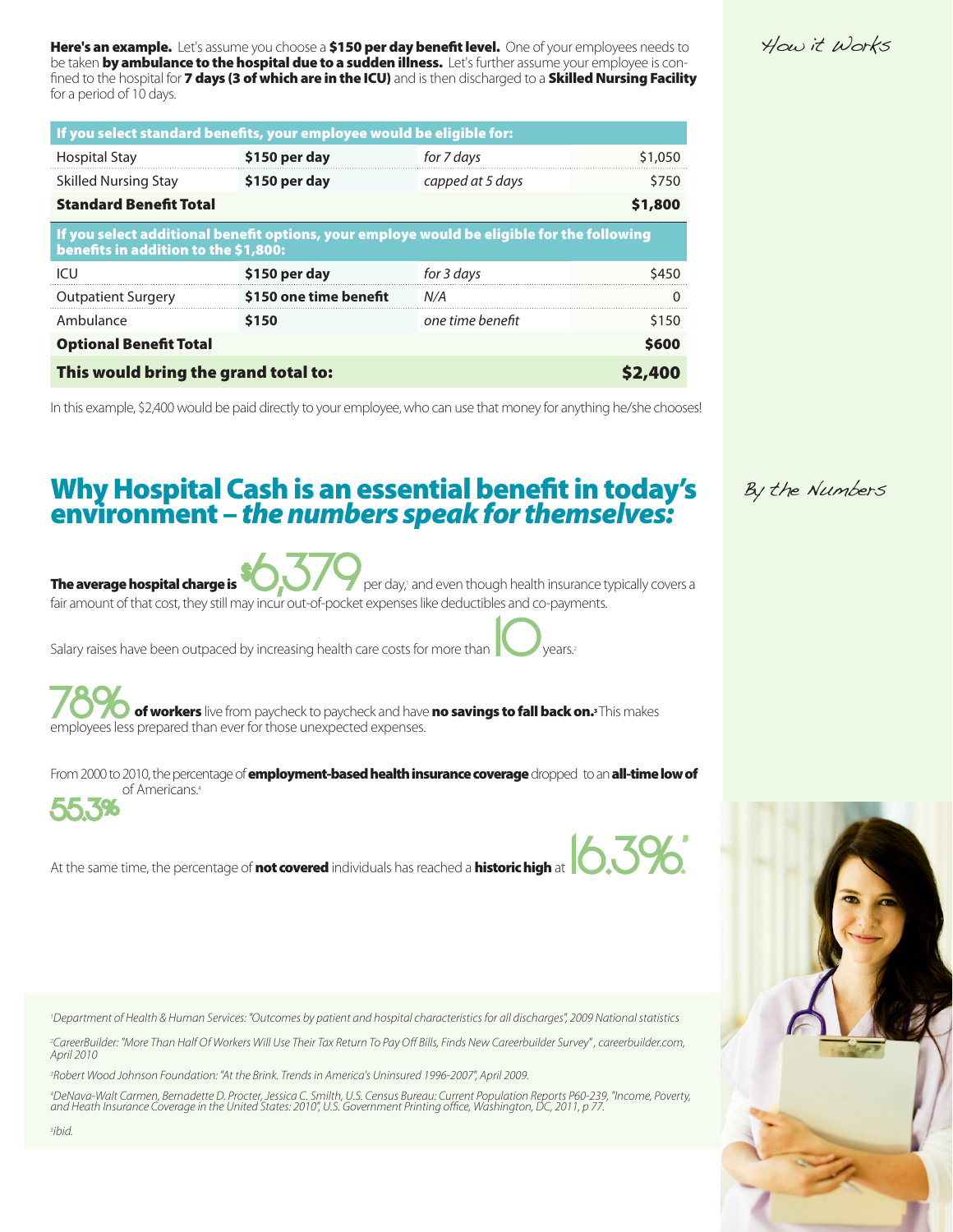*How it Works*

**Here's an example.** Let's assume you choose a **$150 per day benefit level.** One of your employees needs to be taken **by ambulance to the hospital due to a sudden illness.** Let's further assume your employee is confined to the hospital for **7 days (3 of which are in the ICU)** and is then discharged to a **Skilled Nursing Facility** for a period of 10 days.

| **If you select standard benefits, your employee would be eligible for:** | | | |
|---|---|---|---|
| Hospital Stay | **$150 per day** | *for 7 days* | $1,050 |
| Skilled Nursing Stay | **$150 per day** | *capped at 5 days* | $750 |
| **Standard Benefit Total** | | | **$1,800** |
| **If you select additional benefit options, your employe would be eligible for the following benefits in addition to the $1,800:** | | | |
| ICU | **$150 per day** | *for 3 days* | $450 |
| Outpatient Surgery | **$150 one time benefit** | *N/A* | 0 |
| Ambulance | **$150** | *one time benefit* | $150 |
| **Optional Benefit Total** | | | **$600** |
| **This would bring the grand total to:** | | | **$2,400** |

In this example, $2,400 would be paid directly to your employee, who can use that money for anything he/she chooses!

*By the Numbers*

## Why Hospital Cash is an essential benefit in today's environment – *the numbers speak for themselves:*

**The average hospital charge is** $6,379 per day,[1] and even though health insurance typically covers a fair amount of that cost, they still may incur out-of-pocket expenses like deductibles and co-payments.

Salary raises have been outpaced by increasing health care costs for more than 10 years.[2]

78% **of workers** live from paycheck to paycheck and have **no savings to fall back on.**[3] This makes employees less prepared than ever for those unexpected expenses.

From 2000 to 2010, the percentage of **employment-based health insurance coverage** dropped to an **all-time low of** 55.3% of Americans.[4]

At the same time, the percentage of **not covered** individuals has reached a **historic high** at 16.3%.[5]

*[1] Department of Health & Human Services: "Outcomes by patient and hospital characteristics for all discharges", 2009 National statistics*

*[2] CareerBuilder: "More Than Half Of Workers Will Use Their Tax Return To Pay Off Bills, Finds New Careerbuilder Survey", careerbuilder.com, April 2010*

*[3] Robert Wood Johnson Foundation: "At the Brink. Trends in America's Uninsured 1996-2007", April 2009.*

*[4] DeNava-Walt Carmen, Bernadette D. Procter, Jessica C. Smilth, U.S. Census Bureau: Current Population Reports P60-239, "Income, Poverty, and Heath Insurance Coverage in the United States: 2010", U.S. Government Printing office, Washington, DC, 2011, p 77.*

*[5] ibid.*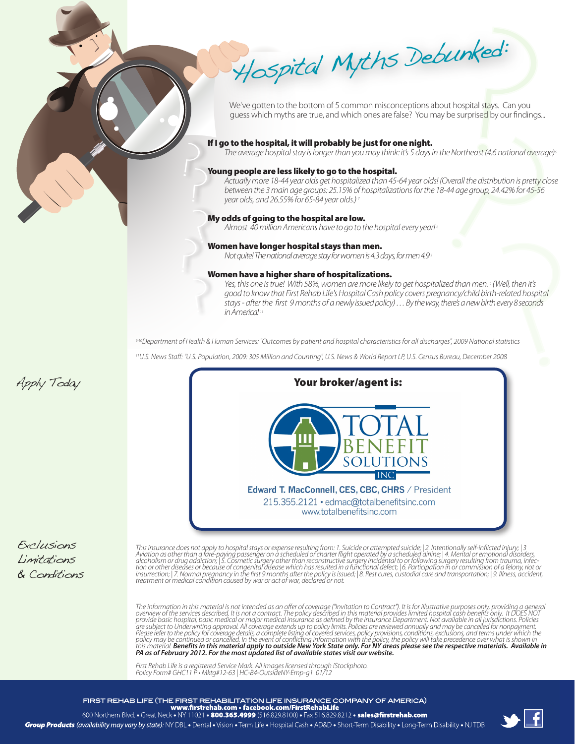# Hospital Myths Debunked:

We've gotten to the bottom of 5 common misconceptions about hospital stays. Can you guess which myths are true, and which ones are false? You may be surprised by our findings...

**If I go to the hospital, it will probably be just for one night.**

*The average hospital stay is longer than you may think: it's 5 days in the Northeast (4.6 national average)[6]*

**Young people are less likely to go to the hospital.**

*Actually more 18-44 year olds get hospitalized than 45-64 year olds! (Overall the distribution is pretty close between the 3 main age groups: 25.15% of hospitalizations for the 18-44 age group, 24.42% for 45-56 year olds, and 26.55% for 65-84 year olds.)[7]*

**My odds of going to the hospital are low.**

*Almost 40 million Americans have to go to the hospital every year![8]*

**Women have longer hospital stays than men.**

*Not quite! The national average stay for women is 4.3 days, for men 4.9[9]*

**Women have a higher share of hospitalizations.**

*Yes, this one is true! With 58%, women are more likely to get hospitalized than men.[10] (Well, then it's good to know that First Rehab Life's Hospital Cash policy covers pregnancy/child birth-related hospital stays - after the first 9 months of a newly issued policy) . . . By the way, there's a new birth every 8 seconds in America![11]*

*[6-10]Department of Health & Human Services: "Outcomes by patient and hospital characteristics for all discharges", 2009 National statistics*

*[11]U.S. News Staff: "U.S. Population, 2009: 305 Million and Counting", U.S. News & World Report LP, U.S. Census Bureau, December 2008*

## Apply Today

**Your broker/agent is:**

TOTAL BENEFIT SOLUTIONS INC

**Edward T. MacConnell, CES, CBC, CHRS** / President
215.355.2121 • edmac@totalbenefitsinc.com
www.totalbenefitsinc.com

## Exclusions Limitations & Conditions

*This insurance does not apply to hospital stays or expense resulting from: 1. Suicide or attempted suicide; | 2. Intentionally self-inflicted injury; | 3 Aviation as other than a fare-paying passenger on a scheduled or charter flight operated by a scheduled airline; | 4. Mental or emotional disorders, alcoholism or drug addiction; | 5. Cosmetic surgery other than reconstructive surgery incidental to or following surgery resulting from trauma, infection or other diseases or because of congenital disease which has resulted in a functional defect; | 6. Participation in or commission of a felony, riot or insurrection; | 7. Normal pregnancy in the first 9 months after the policy is issued; | 8. Rest cures, custodial care and transportation; | 9. Illness, accident, treatment or medical condition caused by war or act of war, declared or not.*

*The information in this material is not intended as an offer of coverage ("Invitation to Contract"). It is for illustrative purposes only, providing a general overview of the services described. It is not a contract. The policy described in this material provides limited hospital cash benefits only. It DOES NOT provide basic hospital, basic medical or major medical insurance as defined by the Insurance Department. Not available in all jurisdictions. Policies are subject to Underwriting approval. All coverage extends up to policy limits. Policies are reviewed annually and may be cancelled for nonpayment. Please refer to the policy for coverage details, a complete listing of covered services, policy provisions, conditions, exclusions, and terms under which the policy may be continued or cancelled. In the event of conflicting information with the policy, the policy will take precedence over what is shown in this material.* ***Benefits in this material apply to outside New York State only. For NY areas please see the respective materials. Available in PA as of February 2012. For the most updated list of available states visit our website.***

*First Rehab Life is a registered Service Mark. All images licensed through iStockphoto.*
*Policy Form# GHC11 P • Mktg#12-63 | HC-B4-OutsideNY-Emp-g1 01/12*

FIRST REHAB LIFE (THE FIRST REHABILITATION LIFE INSURANCE COMPANY OF AMERICA)
**www.firstrehab.com • facebook.com/FirstRehabLife**
600 Northern Blvd. • Great Neck • NY 11021 • **800.365.4999** (516.829.8100) • Fax 516.829.8212 • **sales@firstrehab.com**
***Group Products*** *(availability may vary by state):* NY DBL • Dental • Vision • Term Life • Hospital Cash • AD&D • Short-Term Disability • Long-Term Disability • NJ TDB